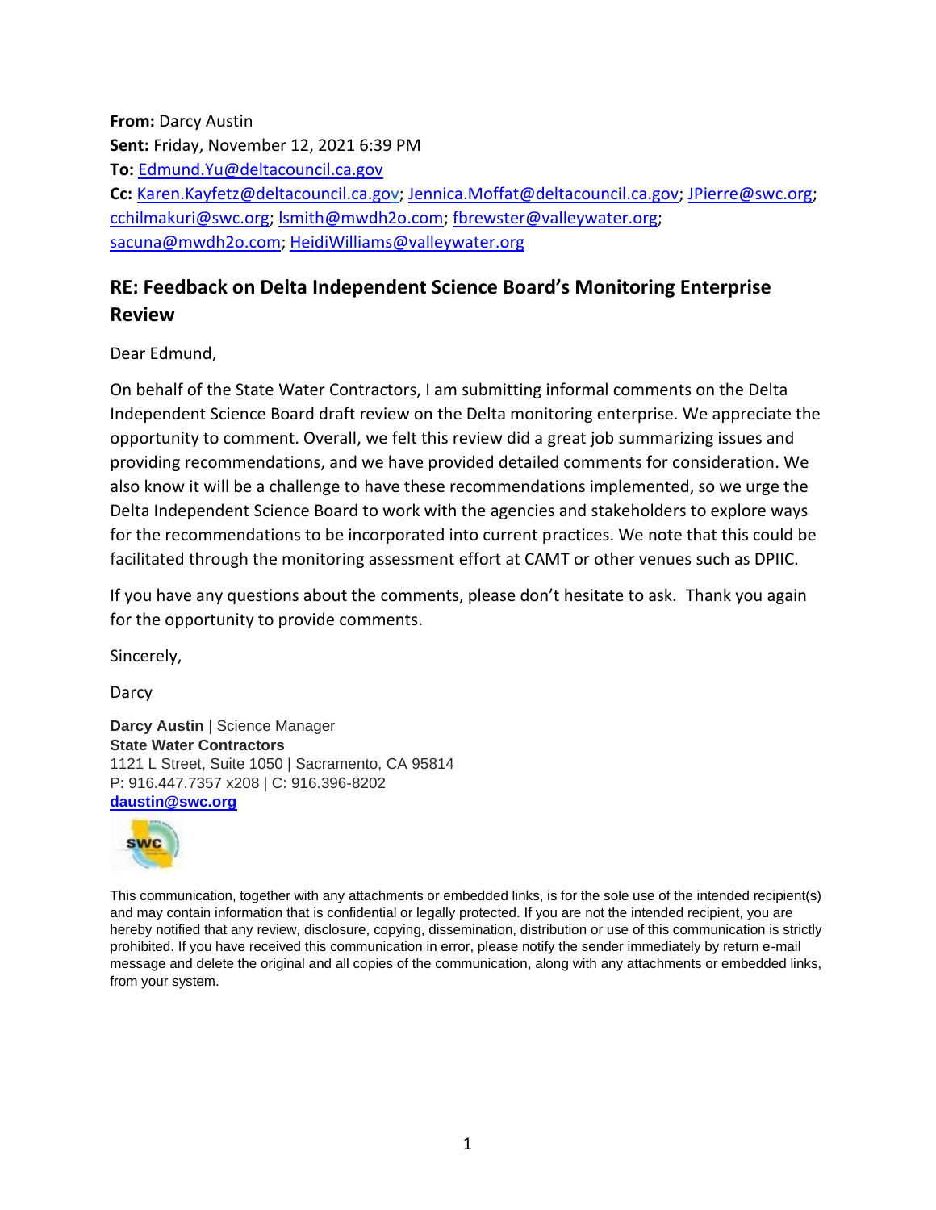**From:** Darcy Austin
**Sent:** Friday, November 12, 2021 6:39 PM
**To:** Edmund.Yu@deltacouncil.ca.gov
**Cc:** Karen.Kayfetz@deltacouncil.ca.gov; Jennica.Moffat@deltacouncil.ca.gov; JPierre@swc.org; cchilmakuri@swc.org; lsmith@mwdh2o.com; fbrewster@valleywater.org; sacuna@mwdh2o.com; HeidiWilliams@valleywater.org

## RE: Feedback on Delta Independent Science Board's Monitoring Enterprise Review

Dear Edmund,

On behalf of the State Water Contractors, I am submitting informal comments on the Delta Independent Science Board draft review on the Delta monitoring enterprise. We appreciate the opportunity to comment. Overall, we felt this review did a great job summarizing issues and providing recommendations, and we have provided detailed comments for consideration. We also know it will be a challenge to have these recommendations implemented, so we urge the Delta Independent Science Board to work with the agencies and stakeholders to explore ways for the recommendations to be incorporated into current practices. We note that this could be facilitated through the monitoring assessment effort at CAMT or other venues such as DPIIC.

If you have any questions about the comments, please don't hesitate to ask. Thank you again for the opportunity to provide comments.

Sincerely,

Darcy

**Darcy Austin** | Science Manager
**State Water Contractors**
1121 L Street, Suite 1050 | Sacramento, CA 95814
P: 916.447.7357 x208 | C: 916.396-8202
**daustin@swc.org**

This communication, together with any attachments or embedded links, is for the sole use of the intended recipient(s) and may contain information that is confidential or legally protected. If you are not the intended recipient, you are hereby notified that any review, disclosure, copying, dissemination, distribution or use of this communication is strictly prohibited. If you have received this communication in error, please notify the sender immediately by return e-mail message and delete the original and all copies of the communication, along with any attachments or embedded links, from your system.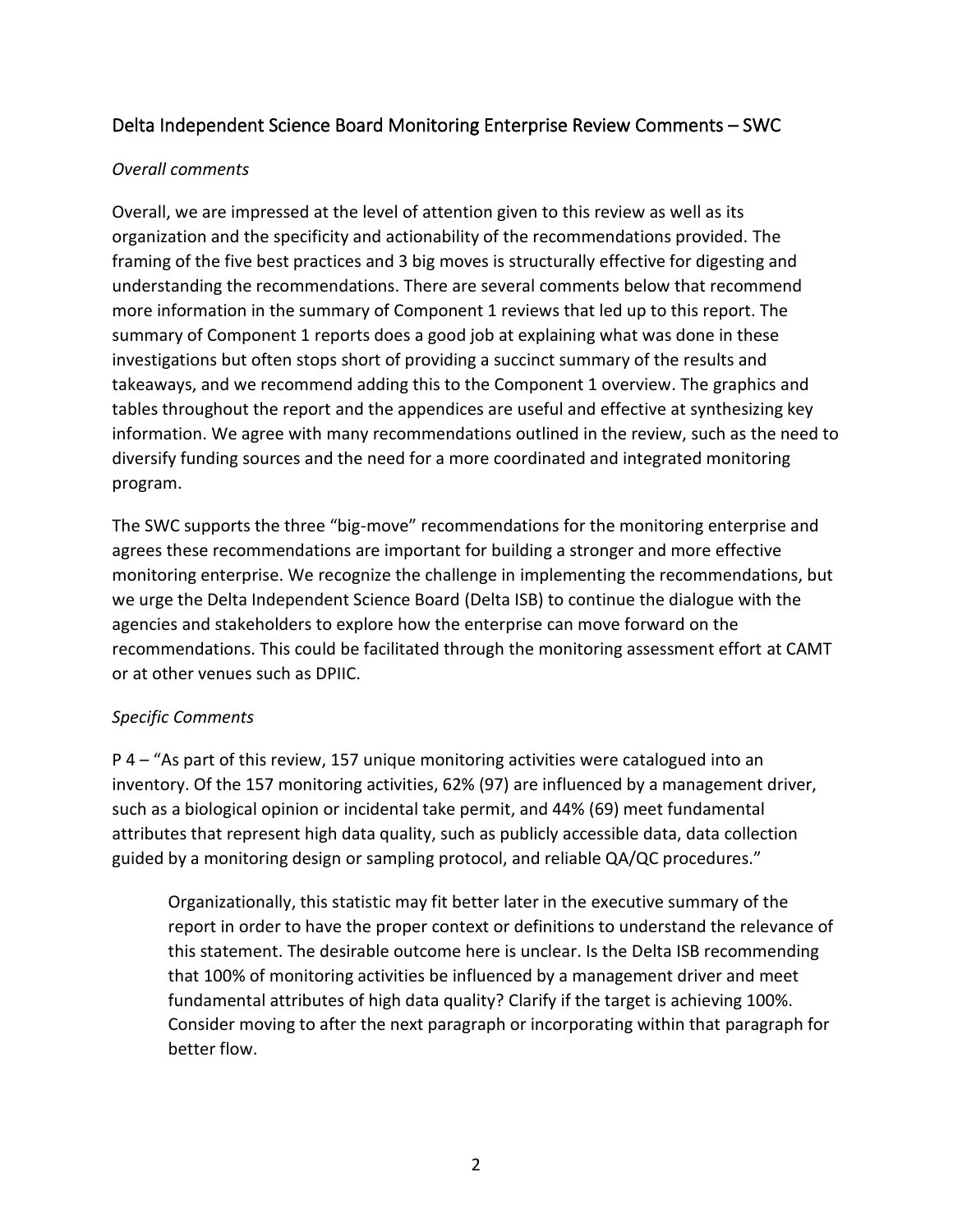## Delta Independent Science Board Monitoring Enterprise Review Comments – SWC

*Overall comments*

Overall, we are impressed at the level of attention given to this review as well as its organization and the specificity and actionability of the recommendations provided. The framing of the five best practices and 3 big moves is structurally effective for digesting and understanding the recommendations. There are several comments below that recommend more information in the summary of Component 1 reviews that led up to this report. The summary of Component 1 reports does a good job at explaining what was done in these investigations but often stops short of providing a succinct summary of the results and takeaways, and we recommend adding this to the Component 1 overview. The graphics and tables throughout the report and the appendices are useful and effective at synthesizing key information. We agree with many recommendations outlined in the review, such as the need to diversify funding sources and the need for a more coordinated and integrated monitoring program.

The SWC supports the three "big-move" recommendations for the monitoring enterprise and agrees these recommendations are important for building a stronger and more effective monitoring enterprise. We recognize the challenge in implementing the recommendations, but we urge the Delta Independent Science Board (Delta ISB) to continue the dialogue with the agencies and stakeholders to explore how the enterprise can move forward on the recommendations. This could be facilitated through the monitoring assessment effort at CAMT or at other venues such as DPIIC.

*Specific Comments*

P 4 – "As part of this review, 157 unique monitoring activities were catalogued into an inventory. Of the 157 monitoring activities, 62% (97) are influenced by a management driver, such as a biological opinion or incidental take permit, and 44% (69) meet fundamental attributes that represent high data quality, such as publicly accessible data, data collection guided by a monitoring design or sampling protocol, and reliable QA/QC procedures."

> Organizationally, this statistic may fit better later in the executive summary of the report in order to have the proper context or definitions to understand the relevance of this statement. The desirable outcome here is unclear. Is the Delta ISB recommending that 100% of monitoring activities be influenced by a management driver and meet fundamental attributes of high data quality? Clarify if the target is achieving 100%. Consider moving to after the next paragraph or incorporating within that paragraph for better flow.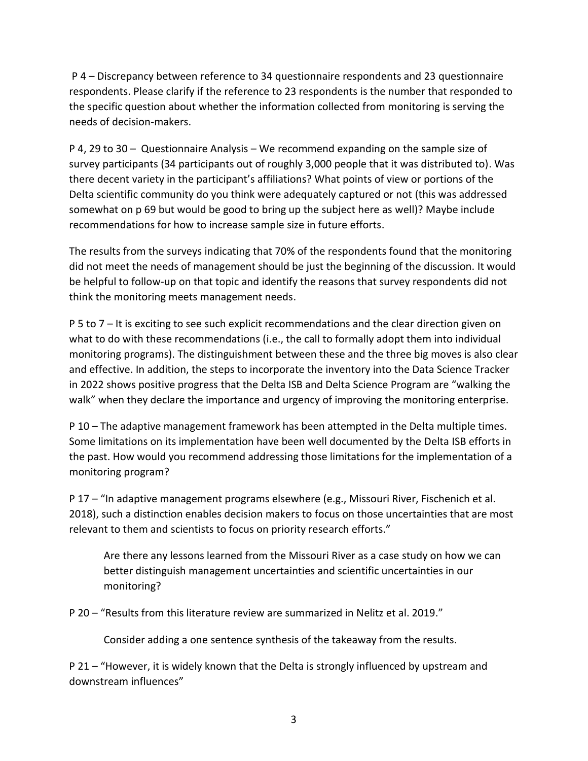P 4 – Discrepancy between reference to 34 questionnaire respondents and 23 questionnaire respondents. Please clarify if the reference to 23 respondents is the number that responded to the specific question about whether the information collected from monitoring is serving the needs of decision-makers.

P 4, 29 to 30 – Questionnaire Analysis – We recommend expanding on the sample size of survey participants (34 participants out of roughly 3,000 people that it was distributed to). Was there decent variety in the participant's affiliations? What points of view or portions of the Delta scientific community do you think were adequately captured or not (this was addressed somewhat on p 69 but would be good to bring up the subject here as well)? Maybe include recommendations for how to increase sample size in future efforts.

The results from the surveys indicating that 70% of the respondents found that the monitoring did not meet the needs of management should be just the beginning of the discussion. It would be helpful to follow-up on that topic and identify the reasons that survey respondents did not think the monitoring meets management needs.

P 5 to 7 – It is exciting to see such explicit recommendations and the clear direction given on what to do with these recommendations (i.e., the call to formally adopt them into individual monitoring programs). The distinguishment between these and the three big moves is also clear and effective. In addition, the steps to incorporate the inventory into the Data Science Tracker in 2022 shows positive progress that the Delta ISB and Delta Science Program are "walking the walk" when they declare the importance and urgency of improving the monitoring enterprise.

P 10 – The adaptive management framework has been attempted in the Delta multiple times. Some limitations on its implementation have been well documented by the Delta ISB efforts in the past. How would you recommend addressing those limitations for the implementation of a monitoring program?

P 17 – "In adaptive management programs elsewhere (e.g., Missouri River, Fischenich et al. 2018), such a distinction enables decision makers to focus on those uncertainties that are most relevant to them and scientists to focus on priority research efforts."

> Are there any lessons learned from the Missouri River as a case study on how we can better distinguish management uncertainties and scientific uncertainties in our monitoring?

P 20 – "Results from this literature review are summarized in Nelitz et al. 2019."

> Consider adding a one sentence synthesis of the takeaway from the results.

P 21 – "However, it is widely known that the Delta is strongly influenced by upstream and downstream influences"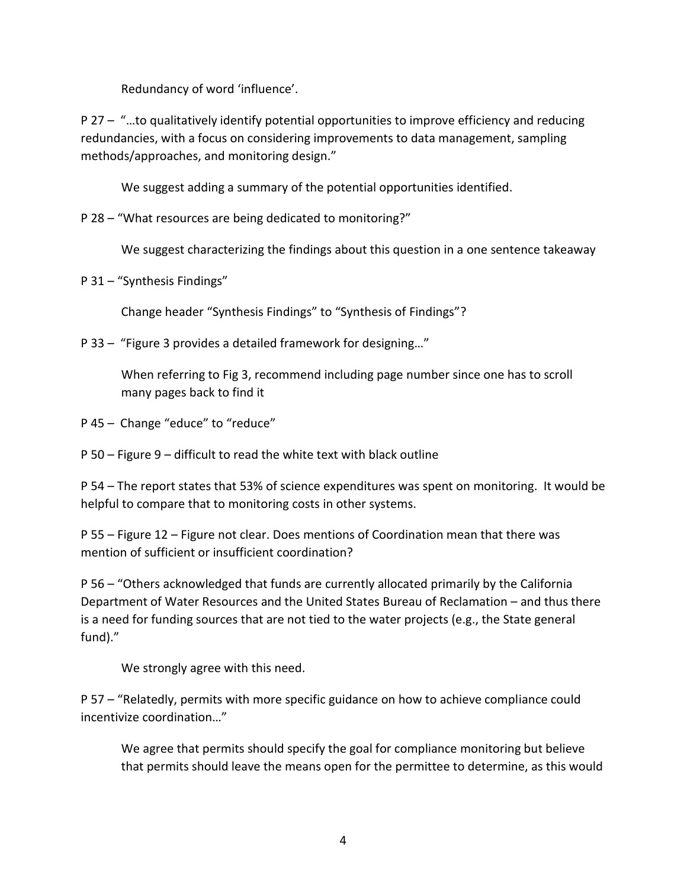Redundancy of word 'influence'.

P 27 – "…to qualitatively identify potential opportunities to improve efficiency and reducing redundancies, with a focus on considering improvements to data management, sampling methods/approaches, and monitoring design."

We suggest adding a summary of the potential opportunities identified.

P 28 – "What resources are being dedicated to monitoring?"

We suggest characterizing the findings about this question in a one sentence takeaway

P 31 – "Synthesis Findings"

Change header "Synthesis Findings" to "Synthesis of Findings"?

P 33 – "Figure 3 provides a detailed framework for designing…"

When referring to Fig 3, recommend including page number since one has to scroll many pages back to find it

P 45 – Change "educe" to "reduce"

P 50 – Figure 9 – difficult to read the white text with black outline

P 54 – The report states that 53% of science expenditures was spent on monitoring. It would be helpful to compare that to monitoring costs in other systems.

P 55 – Figure 12 – Figure not clear. Does mentions of Coordination mean that there was mention of sufficient or insufficient coordination?

P 56 – "Others acknowledged that funds are currently allocated primarily by the California Department of Water Resources and the United States Bureau of Reclamation – and thus there is a need for funding sources that are not tied to the water projects (e.g., the State general fund)."

We strongly agree with this need.

P 57 – "Relatedly, permits with more specific guidance on how to achieve compliance could incentivize coordination…"

We agree that permits should specify the goal for compliance monitoring but believe that permits should leave the means open for the permittee to determine, as this would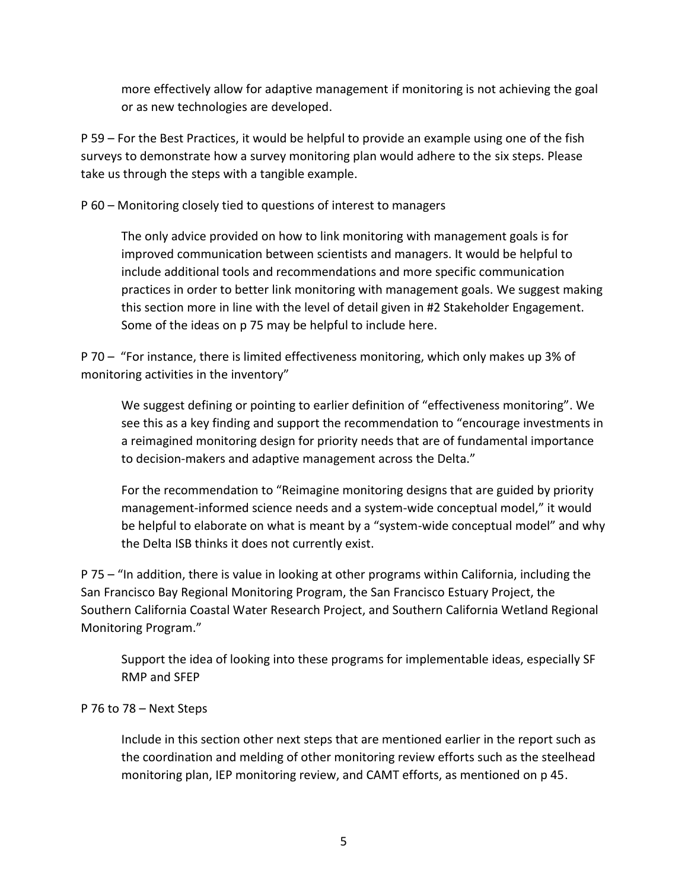more effectively allow for adaptive management if monitoring is not achieving the goal or as new technologies are developed.

P 59 – For the Best Practices, it would be helpful to provide an example using one of the fish surveys to demonstrate how a survey monitoring plan would adhere to the six steps. Please take us through the steps with a tangible example.

P 60 – Monitoring closely tied to questions of interest to managers

> The only advice provided on how to link monitoring with management goals is for improved communication between scientists and managers. It would be helpful to include additional tools and recommendations and more specific communication practices in order to better link monitoring with management goals. We suggest making this section more in line with the level of detail given in #2 Stakeholder Engagement. Some of the ideas on p 75 may be helpful to include here.

P 70 – "For instance, there is limited effectiveness monitoring, which only makes up 3% of monitoring activities in the inventory"

> We suggest defining or pointing to earlier definition of "effectiveness monitoring". We see this as a key finding and support the recommendation to "encourage investments in a reimagined monitoring design for priority needs that are of fundamental importance to decision-makers and adaptive management across the Delta."
>
> For the recommendation to "Reimagine monitoring designs that are guided by priority management-informed science needs and a system-wide conceptual model," it would be helpful to elaborate on what is meant by a "system-wide conceptual model" and why the Delta ISB thinks it does not currently exist.

P 75 – "In addition, there is value in looking at other programs within California, including the San Francisco Bay Regional Monitoring Program, the San Francisco Estuary Project, the Southern California Coastal Water Research Project, and Southern California Wetland Regional Monitoring Program."

> Support the idea of looking into these programs for implementable ideas, especially SF RMP and SFEP

P 76 to 78 – Next Steps

> Include in this section other next steps that are mentioned earlier in the report such as the coordination and melding of other monitoring review efforts such as the steelhead monitoring plan, IEP monitoring review, and CAMT efforts, as mentioned on p 45.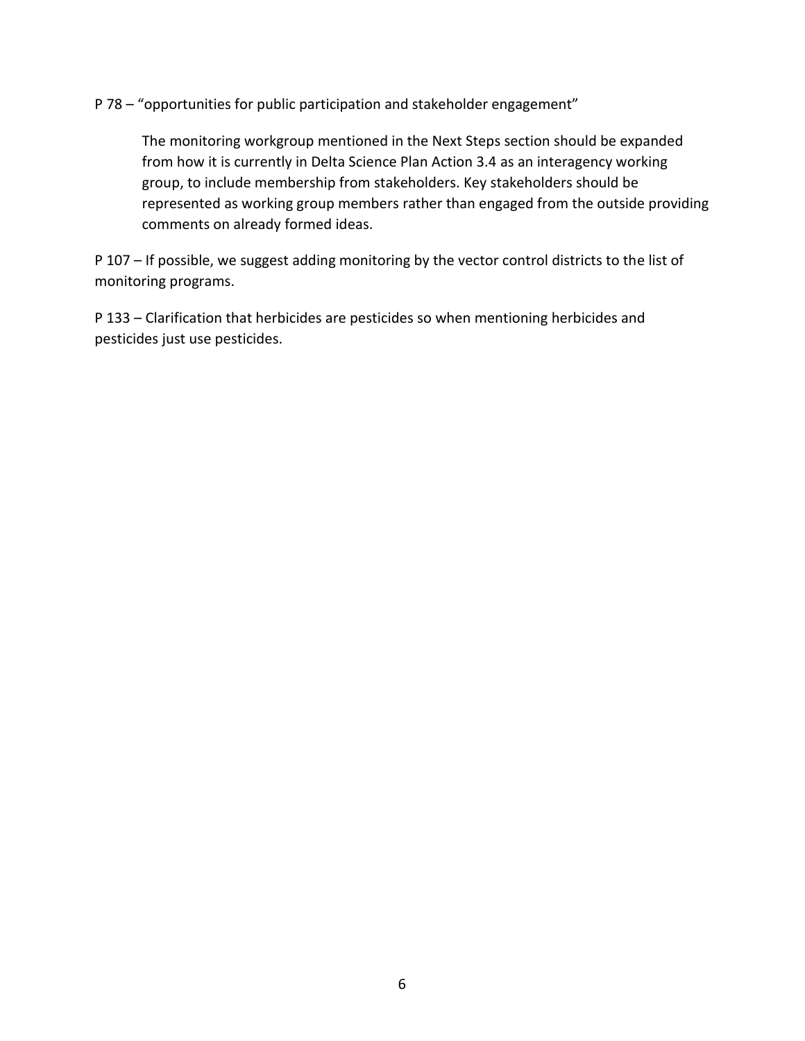P 78 – "opportunities for public participation and stakeholder engagement"

> The monitoring workgroup mentioned in the Next Steps section should be expanded from how it is currently in Delta Science Plan Action 3.4 as an interagency working group, to include membership from stakeholders. Key stakeholders should be represented as working group members rather than engaged from the outside providing comments on already formed ideas.

P 107 – If possible, we suggest adding monitoring by the vector control districts to the list of monitoring programs.

P 133 – Clarification that herbicides are pesticides so when mentioning herbicides and pesticides just use pesticides.